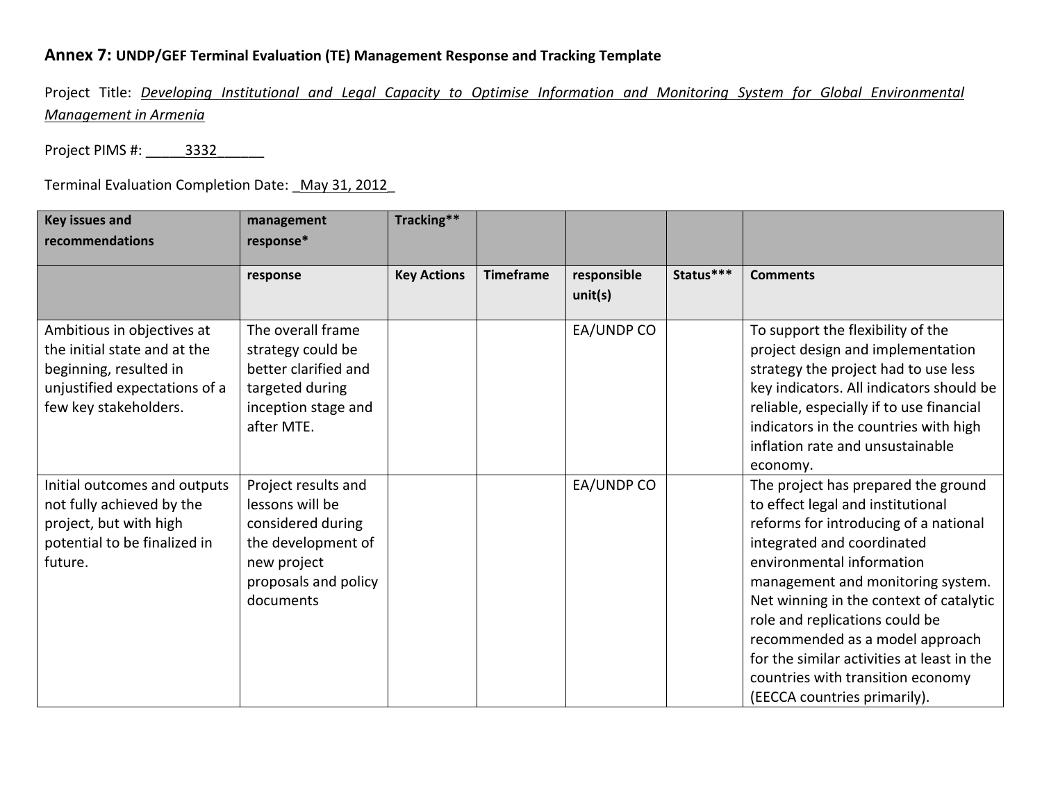**Annex 7: UNDP/GEF Terminal Evaluation (TE) Management Response and Tracking Template**

Project Title: *Developing Institutional and Legal Capacity to Optimise Information and Monitoring System for Global Environmental Management in Armenia*

Project PIMS #: _____3332______

Terminal Evaluation Completion Date: _May 31, 2012_

| Key issues and recommendations | management response* | Tracking** | | | | |
|---|---|---|---|---|---|---|
| | **response** | **Key Actions** | **Timeframe** | **responsible unit(s)** | **Status\*\*\*** | **Comments** |
| Ambitious in objectives at the initial state and at the beginning, resulted in unjustified expectations of a few key stakeholders. | The overall frame strategy could be better clarified and targeted during inception stage and after MTE. | | | EA/UNDP CO | | To support the flexibility of the project design and implementation strategy the project had to use less key indicators. All indicators should be reliable, especially if to use financial indicators in the countries with high inflation rate and unsustainable economy. |
| Initial outcomes and outputs not fully achieved by the project, but with high potential to be finalized in future. | Project results and lessons will be considered during the development of new project proposals and policy documents | | | EA/UNDP CO | | The project has prepared the ground to effect legal and institutional reforms for introducing of a national integrated and coordinated environmental information management and monitoring system. Net winning in the context of catalytic role and replications could be recommended as a model approach for the similar activities at least in the countries with transition economy (EECCA countries primarily). |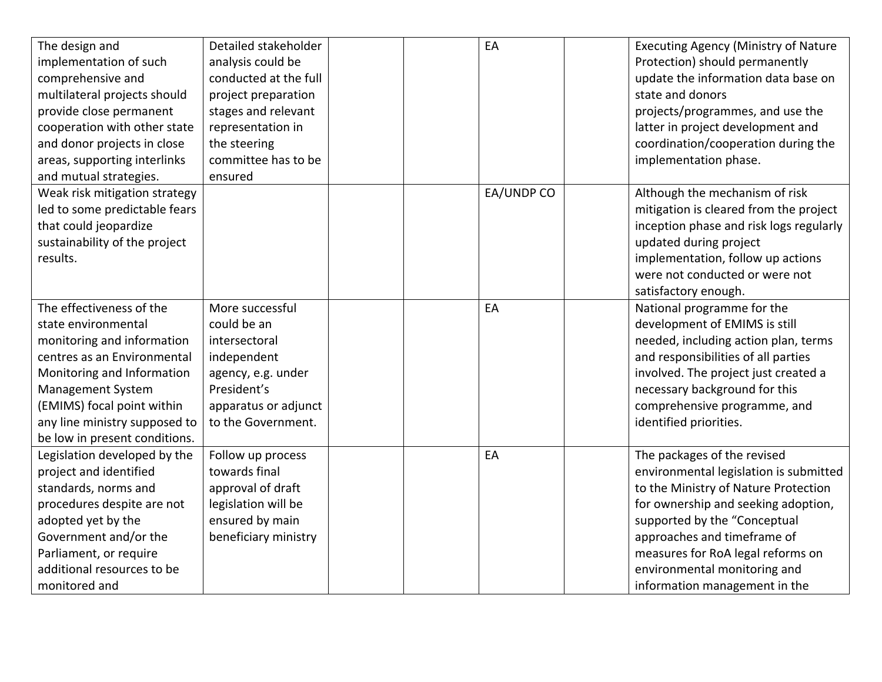| | | | | | | |
|---|---|---|---|---|---|---|
| The design and implementation of such comprehensive and multilateral projects should provide close permanent cooperation with other state and donor projects in close areas, supporting interlinks and mutual strategies. | Detailed stakeholder analysis could be conducted at the full project preparation stages and relevant representation in the steering committee has to be ensured | | | EA | | Executing Agency (Ministry of Nature Protection) should permanently update the information data base on state and donors projects/programmes, and use the latter in project development and coordination/cooperation during the implementation phase. |
| Weak risk mitigation strategy led to some predictable fears that could jeopardize sustainability of the project results. | | | | EA/UNDP CO | | Although the mechanism of risk mitigation is cleared from the project inception phase and risk logs regularly updated during project implementation, follow up actions were not conducted or were not satisfactory enough. |
| The effectiveness of the state environmental monitoring and information centres as an Environmental Monitoring and Information Management System (EMIMS) focal point within any line ministry supposed to be low in present conditions. | More successful could be an intersectoral independent agency, e.g. under President's apparatus or adjunct to the Government. | | | EA | | National programme for the development of EMIMS is still needed, including action plan, terms and responsibilities of all parties involved. The project just created a necessary background for this comprehensive programme, and identified priorities. |
| Legislation developed by the project and identified standards, norms and procedures despite are not adopted yet by the Government and/or the Parliament, or require additional resources to be monitored and | Follow up process towards final approval of draft legislation will be ensured by main beneficiary ministry | | | EA | | The packages of the revised environmental legislation is submitted to the Ministry of Nature Protection for ownership and seeking adoption, supported by the "Conceptual approaches and timeframe of measures for RoA legal reforms on environmental monitoring and information management in the |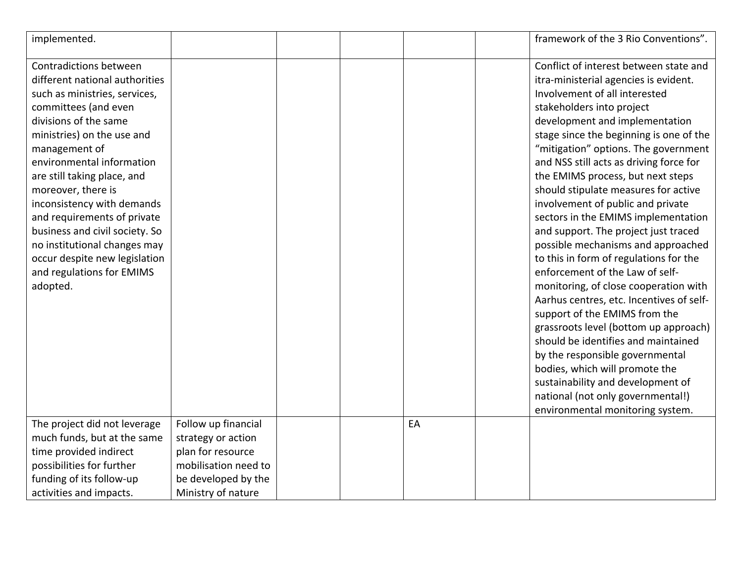| | | | | | | |
|---|---|---|---|---|---|---|
| implemented. | | | | | | framework of the 3 Rio Conventions". |
| Contradictions between different national authorities such as ministries, services, committees (and even divisions of the same ministries) on the use and management of environmental information are still taking place, and moreover, there is inconsistency with demands and requirements of private business and civil society. So no institutional changes may occur despite new legislation and regulations for EMIMS adopted. | | | | | | Conflict of interest between state and itra-ministerial agencies is evident. Involvement of all interested stakeholders into project development and implementation stage since the beginning is one of the "mitigation" options. The government and NSS still acts as driving force for the EMIMS process, but next steps should stipulate measures for active involvement of public and private sectors in the EMIMS implementation and support. The project just traced possible mechanisms and approached to this in form of regulations for the enforcement of the Law of self-monitoring, of close cooperation with Aarhus centres, etc. Incentives of self-support of the EMIMS from the grassroots level (bottom up approach) should be identifies and maintained by the responsible governmental bodies, which will promote the sustainability and development of national (not only governmental!) environmental monitoring system. |
| The project did not leverage much funds, but at the same time provided indirect possibilities for further funding of its follow-up activities and impacts. | Follow up financial strategy or action plan for resource mobilisation need to be developed by the Ministry of nature | | | EA | | |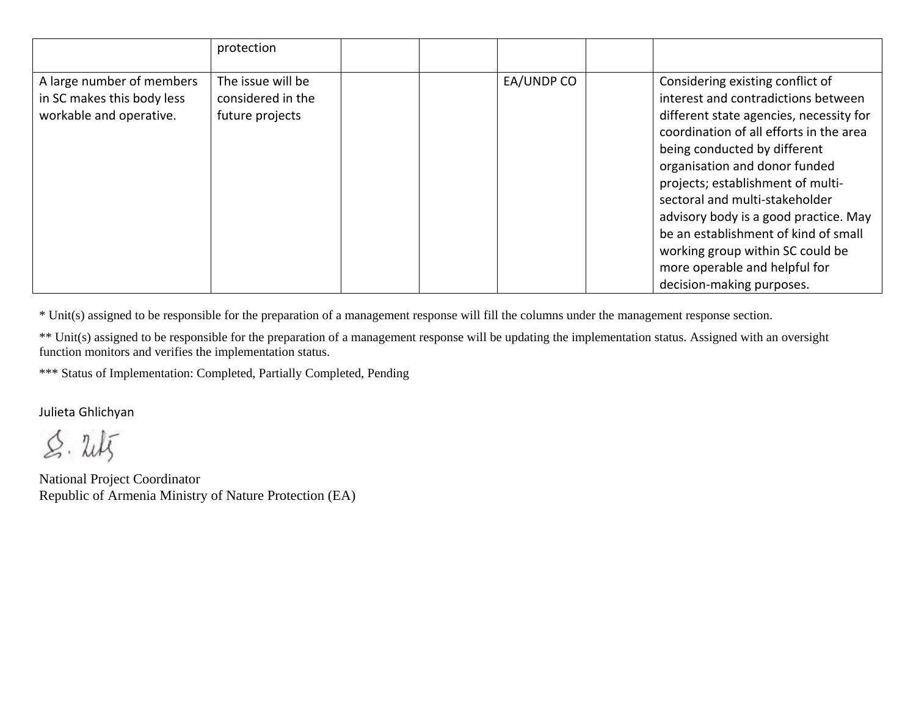| | | | | | | |
|---|---|---|---|---|---|---|
| | protection | | | | | |
| A large number of members in SC makes this body less workable and operative. | The issue will be considered in the future projects | | | EA/UNDP CO | | Considering existing conflict of interest and contradictions between different state agencies, necessity for coordination of all efforts in the area being conducted by different organisation and donor funded projects; establishment of multi-sectoral and multi-stakeholder advisory body is a good practice. May be an establishment of kind of small working group within SC could be more operable and helpful for decision-making purposes. |

* Unit(s) assigned to be responsible for the preparation of a management response will fill the columns under the management response section.

** Unit(s) assigned to be responsible for the preparation of a management response will be updating the implementation status. Assigned with an oversight function monitors and verifies the implementation status.

*** Status of Implementation: Completed, Partially Completed, Pending

Julieta Ghlichyan

National Project Coordinator
Republic of Armenia Ministry of Nature Protection (EA)